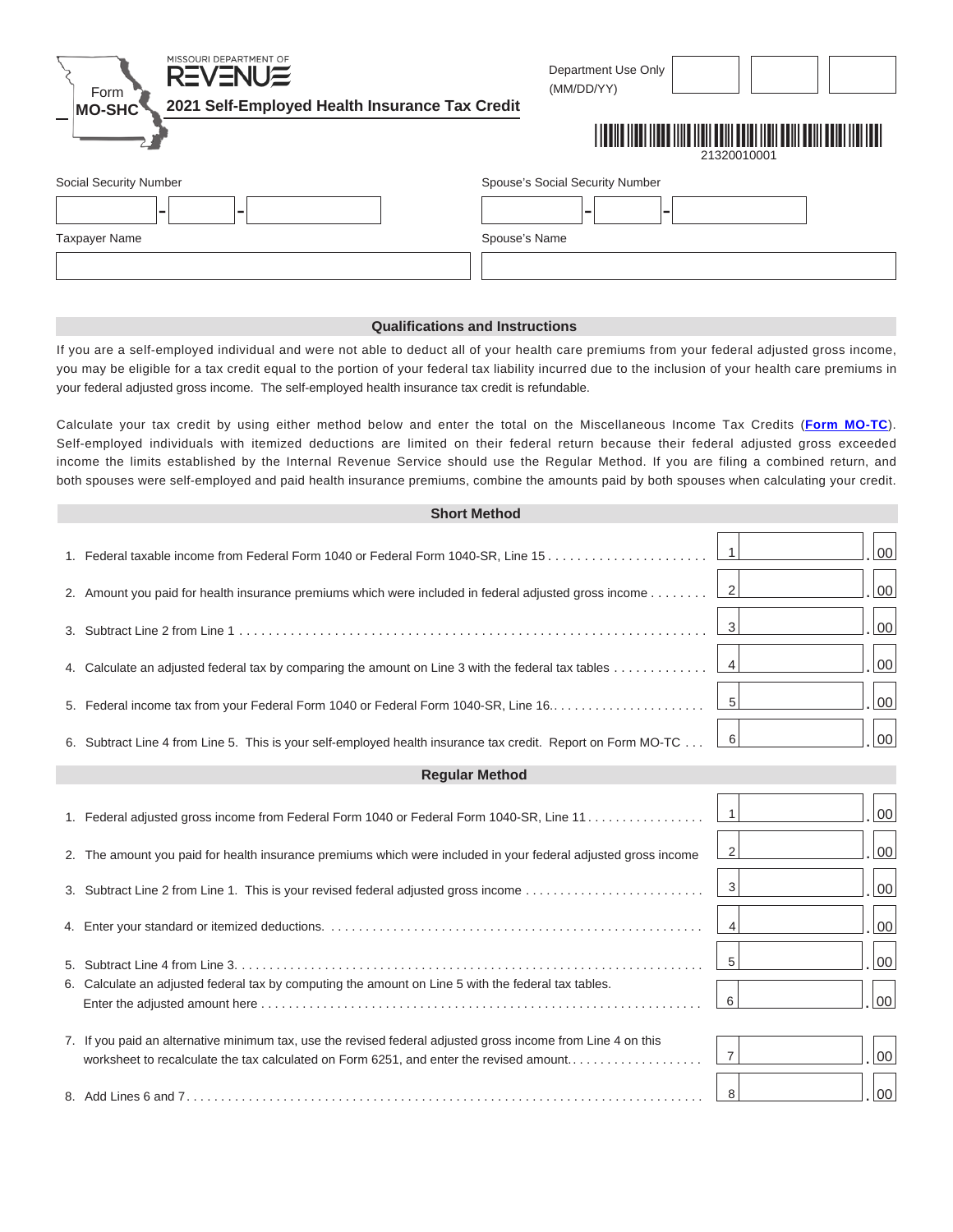MISSOURI DEPARTMENT OF REVENUE

Form MO-SHC

# 2021 Self-Employed Health Insurance Tax Credit

Department Use Only (MM/DD/YY)

21320010001

| Social Security Number | Spouse's Social Security Number |
|---|---|
| - - | - - |
| **Taxpayer Name** | **Spouse's Name** |
| | |

## Qualifications and Instructions

If you are a self-employed individual and were not able to deduct all of your health care premiums from your federal adjusted gross income, you may be eligible for a tax credit equal to the portion of your federal tax liability incurred due to the inclusion of your health care premiums in your federal adjusted gross income. The self-employed health insurance tax credit is refundable.

Calculate your tax credit by using either method below and enter the total on the Miscellaneous Income Tax Credits (**Form MO-TC**). Self-employed individuals with itemized deductions are limited on their federal return because their federal adjusted gross income exceeded income the limits established by the Internal Revenue Service should use the Regular Method. If you are filing a combined return, and both spouses were self-employed and paid health insurance premiums, combine the amounts paid by both spouses when calculating your credit.

## Short Method

| Line | Description | | Amount |
|---|---|---|---|
| 1. | Federal taxable income from Federal Form 1040 or Federal Form 1040-SR, Line 15 | 1 | .00 |
| 2. | Amount you paid for health insurance premiums which were included in federal adjusted gross income | 2 | .00 |
| 3. | Subtract Line 2 from Line 1 | 3 | .00 |
| 4. | Calculate an adjusted federal tax by comparing the amount on Line 3 with the federal tax tables | 4 | .00 |
| 5. | Federal income tax from your Federal Form 1040 or Federal Form 1040-SR, Line 16 | 5 | .00 |
| 6. | Subtract Line 4 from Line 5. This is your self-employed health insurance tax credit. Report on Form MO-TC | 6 | .00 |

## Regular Method

| Line | Description | | Amount |
|---|---|---|---|
| 1. | Federal adjusted gross income from Federal Form 1040 or Federal Form 1040-SR, Line 11 | 1 | .00 |
| 2. | The amount you paid for health insurance premiums which were included in your federal adjusted gross income | 2 | .00 |
| 3. | Subtract Line 2 from Line 1. This is your revised federal adjusted gross income | 3 | .00 |
| 4. | Enter your standard or itemized deductions. | 4 | .00 |
| 5. | Subtract Line 4 from Line 3. | 5 | .00 |
| 6. | Calculate an adjusted federal tax by computing the amount on Line 5 with the federal tax tables. Enter the adjusted amount here | 6 | .00 |
| 7. | If you paid an alternative minimum tax, use the revised federal adjusted gross income from Line 4 on this worksheet to recalculate the tax calculated on Form 6251, and enter the revised amount. | 7 | .00 |
| 8. | Add Lines 6 and 7. | 8 | .00 |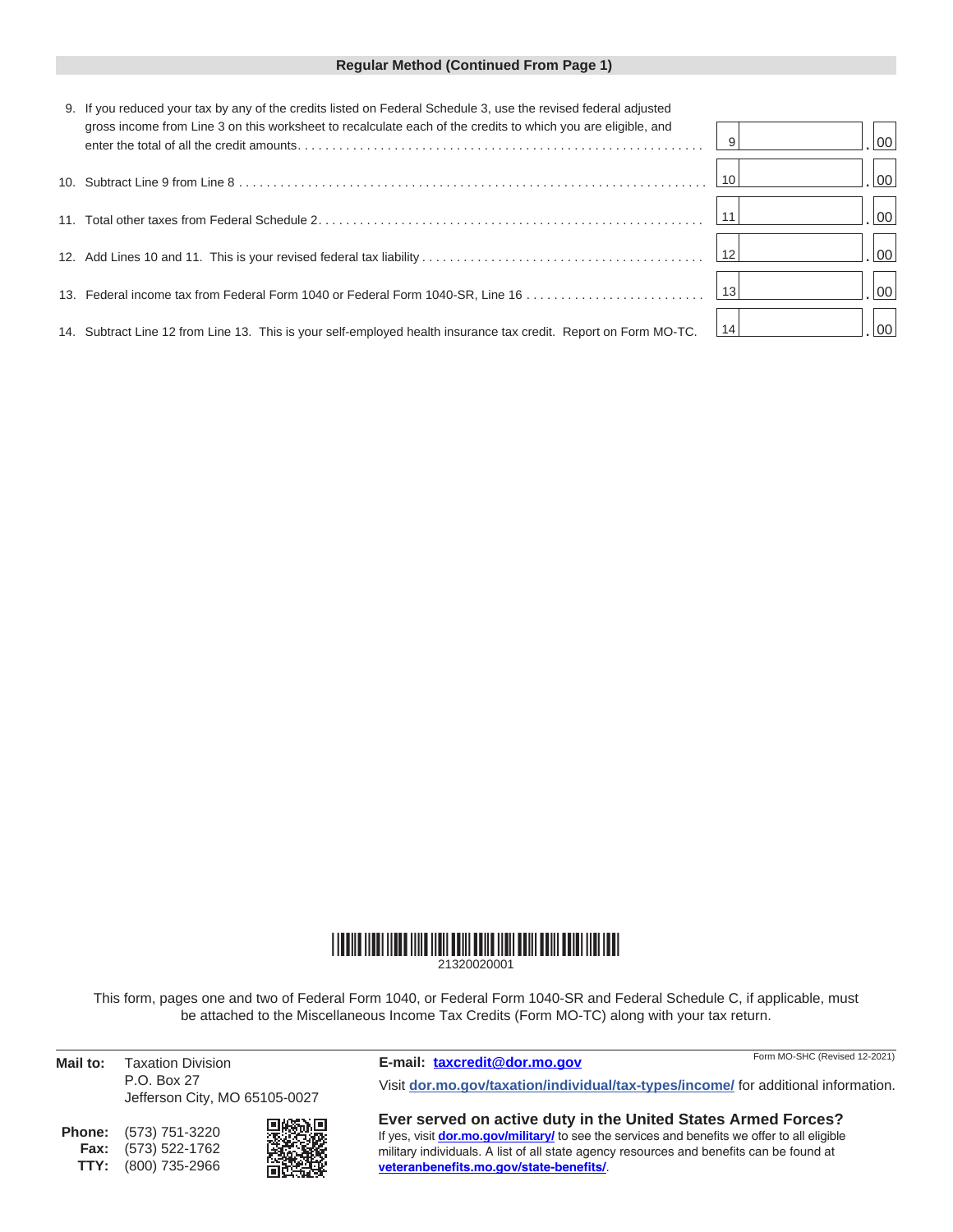## Regular Method (Continued From Page 1)

| | | |
|---|---|---|
| 9. If you reduced your tax by any of the credits listed on Federal Schedule 3, use the revised federal adjusted gross income from Line 3 on this worksheet to recalculate each of the credits to which you are eligible, and enter the total of all the credit amounts | 9 | .00 |
| 10. Subtract Line 9 from Line 8 | 10 | .00 |
| 11. Total other taxes from Federal Schedule 2 | 11 | .00 |
| 12. Add Lines 10 and 11. This is your revised federal tax liability | 12 | .00 |
| 13. Federal income tax from Federal Form 1040 or Federal Form 1040-SR, Line 16 | 13 | .00 |
| 14. Subtract Line 12 from Line 13. This is your self-employed health insurance tax credit. Report on Form MO-TC. | 14 | .00 |

21320020001

This form, pages one and two of Federal Form 1040, or Federal Form 1040-SR and Federal Schedule C, if applicable, must be attached to the Miscellaneous Income Tax Credits (Form MO-TC) along with your tax return.

**Mail to:** Taxation Division
P.O. Box 27
Jefferson City, MO 65105-0027

**Phone:** (573) 751-3220
**Fax:** (573) 522-1762
**TTY:** (800) 735-2966

**E-mail:** taxcredit@dor.mo.gov

Visit dor.mo.gov/taxation/individual/tax-types/income/ for additional information.

Form MO-SHC (Revised 12-2021)

**Ever served on active duty in the United States Armed Forces?**

If yes, visit dor.mo.gov/military/ to see the services and benefits we offer to all eligible military individuals. A list of all state agency resources and benefits can be found at veteranbenefits.mo.gov/state-benefits/.